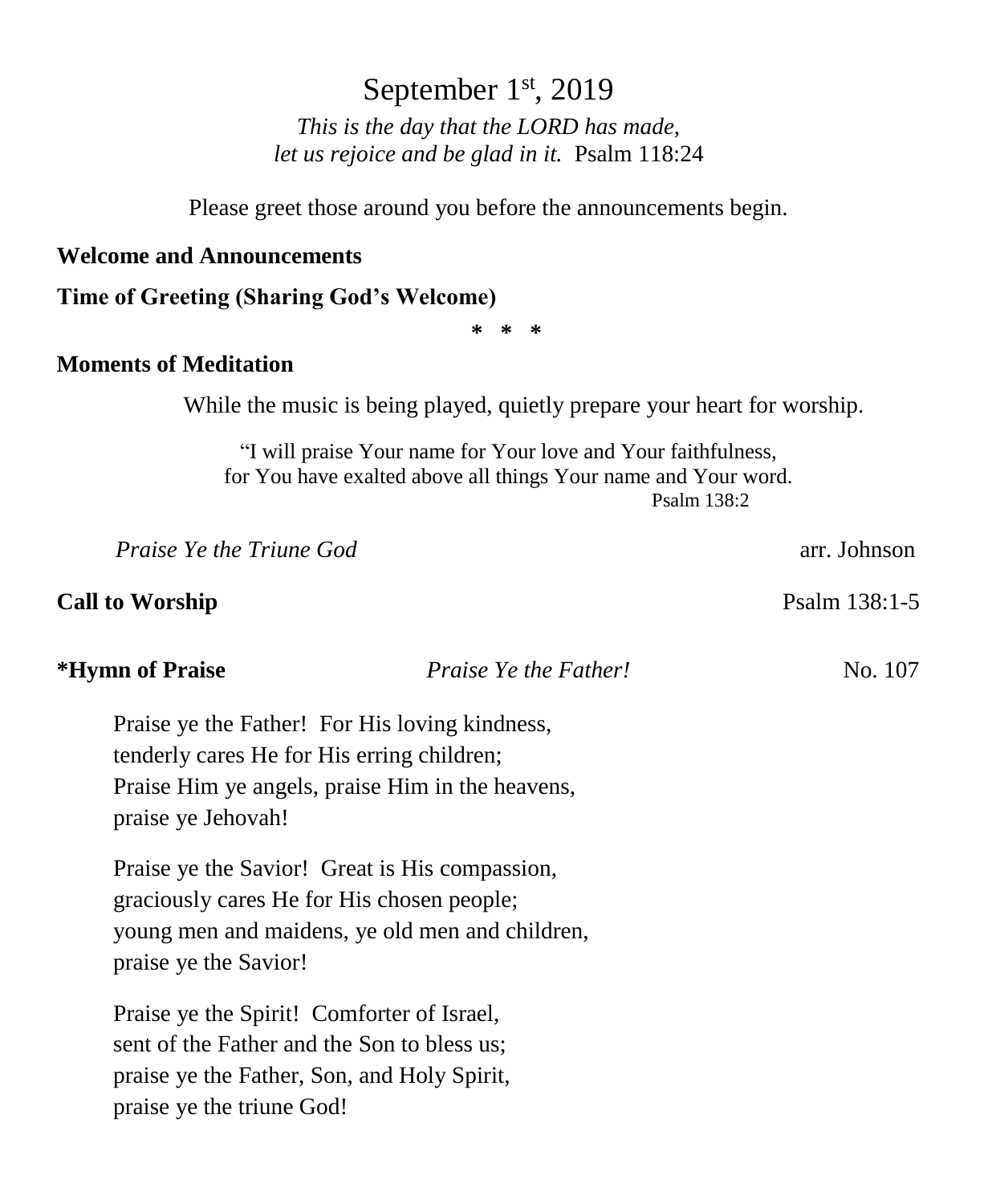# September 1st, 2019

*This is the day that the LORD has made,*
*let us rejoice and be glad in it.* Psalm 118:24

Please greet those around you before the announcements begin.

**Welcome and Announcements**

**Time of Greeting (Sharing God's Welcome)**

\* \* \*

**Moments of Meditation**

While the music is being played, quietly prepare your heart for worship.

"I will praise Your name for Your love and Your faithfulness,
for You have exalted above all things Your name and Your word.
Psalm 138:2

*Praise Ye the Triune God* — arr. Johnson

**Call to Worship** — Psalm 138:1-5

**\*Hymn of Praise** — *Praise Ye the Father!* — No. 107

Praise ye the Father! For His loving kindness,
tenderly cares He for His erring children;
Praise Him ye angels, praise Him in the heavens,
praise ye Jehovah!

Praise ye the Savior! Great is His compassion,
graciously cares He for His chosen people;
young men and maidens, ye old men and children,
praise ye the Savior!

Praise ye the Spirit! Comforter of Israel,
sent of the Father and the Son to bless us;
praise ye the Father, Son, and Holy Spirit,
praise ye the triune God!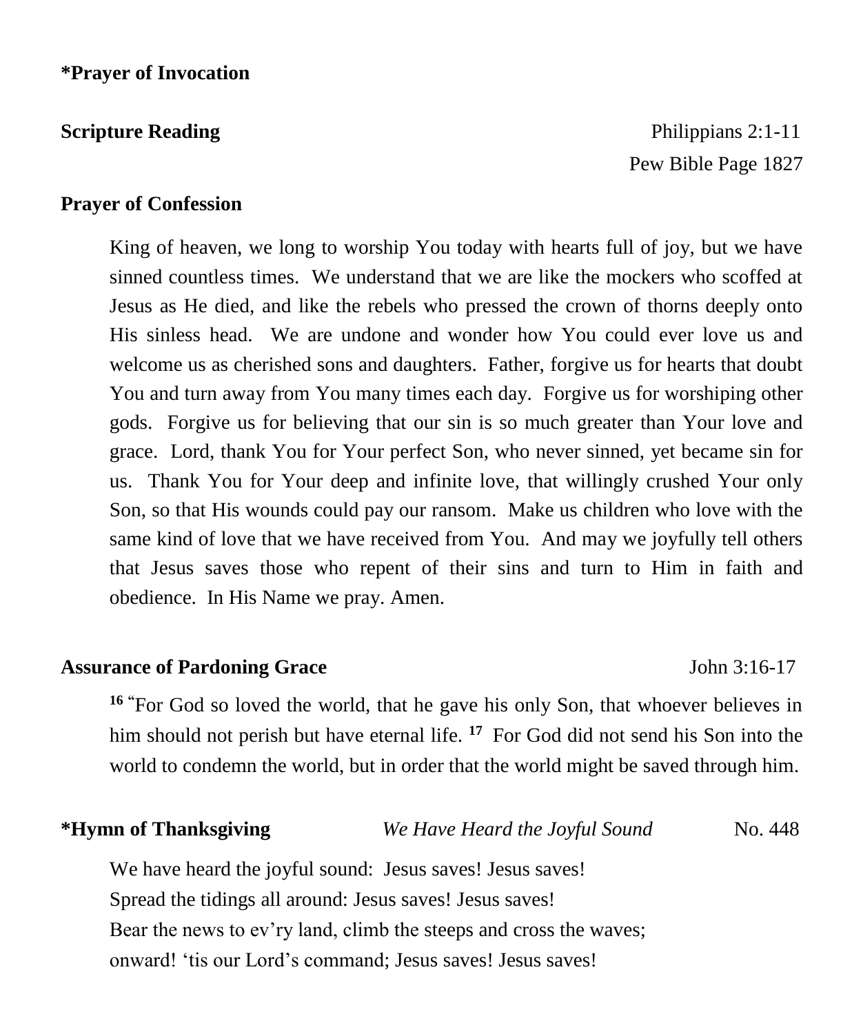**\*Prayer of Invocation**

**Scripture Reading** Philippians 2:1-11
Pew Bible Page 1827

**Prayer of Confession**

King of heaven, we long to worship You today with hearts full of joy, but we have sinned countless times. We understand that we are like the mockers who scoffed at Jesus as He died, and like the rebels who pressed the crown of thorns deeply onto His sinless head. We are undone and wonder how You could ever love us and welcome us as cherished sons and daughters. Father, forgive us for hearts that doubt You and turn away from You many times each day. Forgive us for worshiping other gods. Forgive us for believing that our sin is so much greater than Your love and grace. Lord, thank You for Your perfect Son, who never sinned, yet became sin for us. Thank You for Your deep and infinite love, that willingly crushed Your only Son, so that His wounds could pay our ransom. Make us children who love with the same kind of love that we have received from You. And may we joyfully tell others that Jesus saves those who repent of their sins and turn to Him in faith and obedience. In His Name we pray. Amen.

**Assurance of Pardoning Grace** John 3:16-17

**16** "For God so loved the world, that he gave his only Son, that whoever believes in him should not perish but have eternal life. **17** For God did not send his Son into the world to condemn the world, but in order that the world might be saved through him.

**\*Hymn of Thanksgiving** *We Have Heard the Joyful Sound* No. 448

We have heard the joyful sound: Jesus saves! Jesus saves!
Spread the tidings all around: Jesus saves! Jesus saves!
Bear the news to ev'ry land, climb the steeps and cross the waves;
onward! 'tis our Lord's command; Jesus saves! Jesus saves!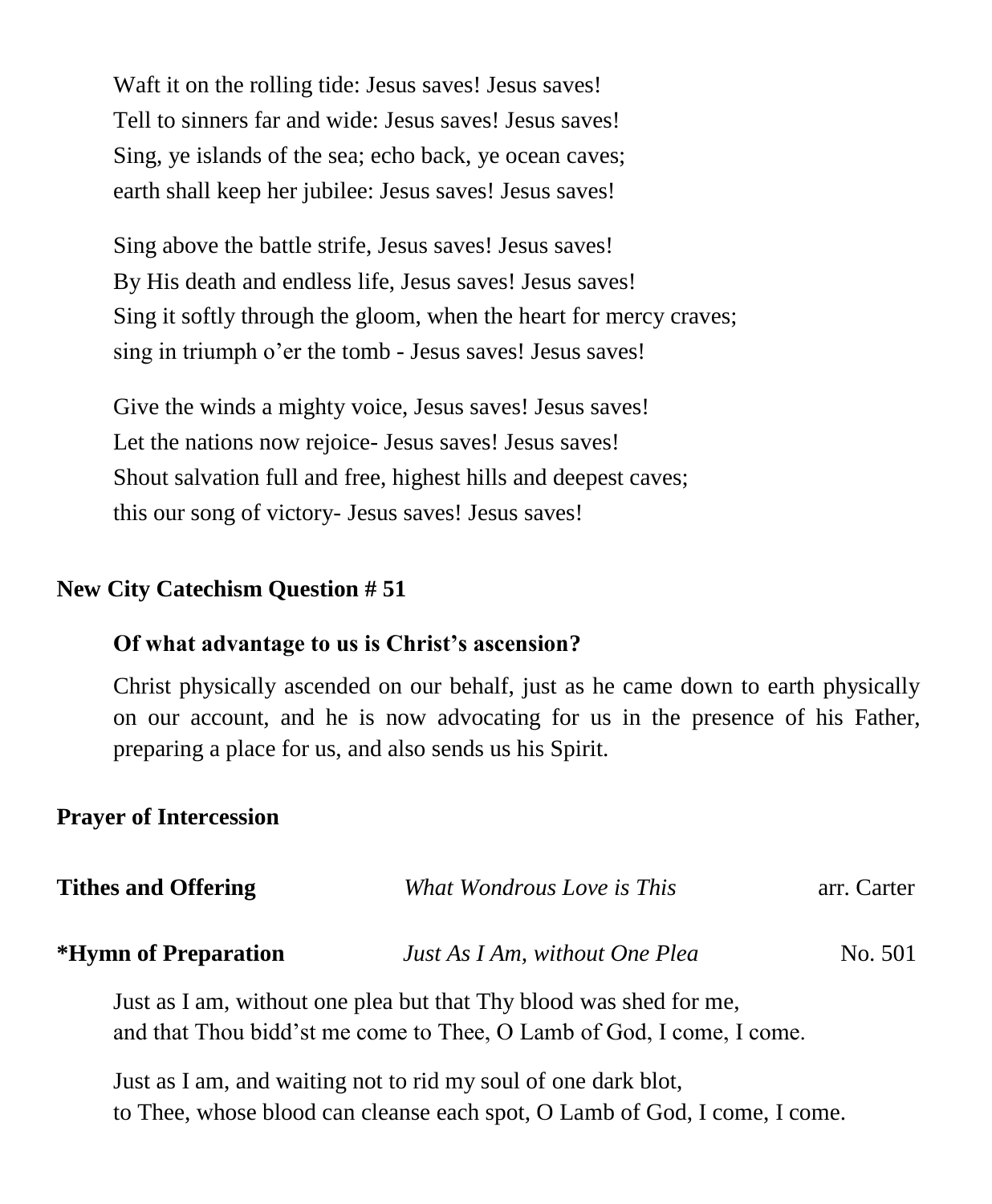Waft it on the rolling tide: Jesus saves! Jesus saves!
Tell to sinners far and wide: Jesus saves! Jesus saves!
Sing, ye islands of the sea; echo back, ye ocean caves;
earth shall keep her jubilee: Jesus saves! Jesus saves!

Sing above the battle strife, Jesus saves! Jesus saves!
By His death and endless life, Jesus saves! Jesus saves!
Sing it softly through the gloom, when the heart for mercy craves;
sing in triumph o'er the tomb - Jesus saves! Jesus saves!

Give the winds a mighty voice, Jesus saves! Jesus saves!
Let the nations now rejoice- Jesus saves! Jesus saves!
Shout salvation full and free, highest hills and deepest caves;
this our song of victory- Jesus saves! Jesus saves!

**New City Catechism Question # 51**

**Of what advantage to us is Christ's ascension?**

Christ physically ascended on our behalf, just as he came down to earth physically on our account, and he is now advocating for us in the presence of his Father, preparing a place for us, and also sends us his Spirit.

**Prayer of Intercession**

**Tithes and Offering** *What Wondrous Love is This* arr. Carter

**\*Hymn of Preparation** *Just As I Am, without One Plea* No. 501

Just as I am, without one plea but that Thy blood was shed for me,
and that Thou bidd'st me come to Thee, O Lamb of God, I come, I come.

Just as I am, and waiting not to rid my soul of one dark blot,
to Thee, whose blood can cleanse each spot, O Lamb of God, I come, I come.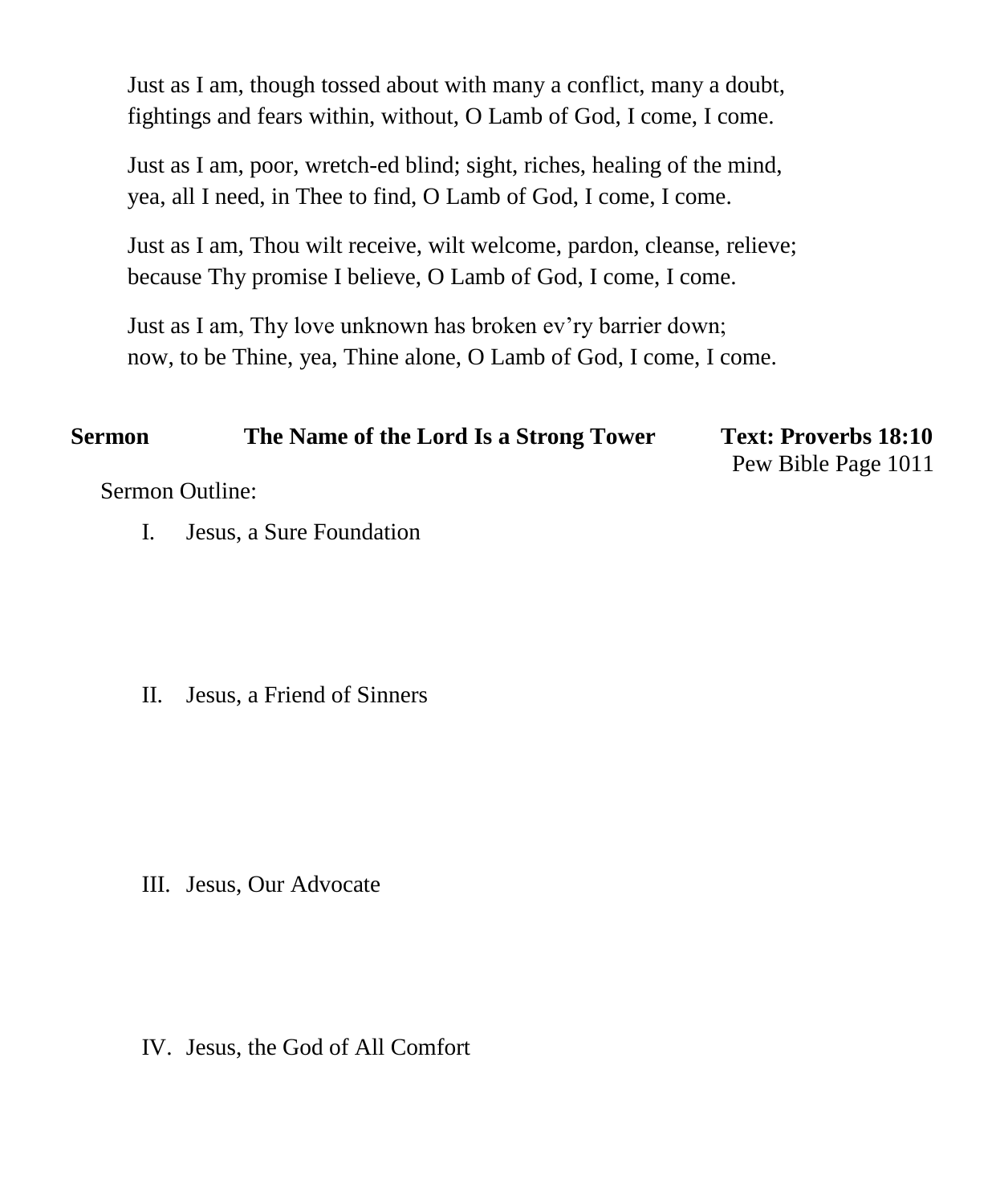Just as I am, though tossed about with many a conflict, many a doubt,
fightings and fears within, without, O Lamb of God, I come, I come.

Just as I am, poor, wretch-ed blind; sight, riches, healing of the mind,
yea, all I need, in Thee to find, O Lamb of God, I come, I come.

Just as I am, Thou wilt receive, wilt welcome, pardon, cleanse, relieve;
because Thy promise I believe, O Lamb of God, I come, I come.

Just as I am, Thy love unknown has broken ev'ry barrier down;
now, to be Thine, yea, Thine alone, O Lamb of God, I come, I come.

**Sermon** **The Name of the Lord Is a Strong Tower** **Text: Proverbs 18:10**
Pew Bible Page 1011

Sermon Outline:

I. Jesus, a Sure Foundation

II. Jesus, a Friend of Sinners

III. Jesus, Our Advocate

IV. Jesus, the God of All Comfort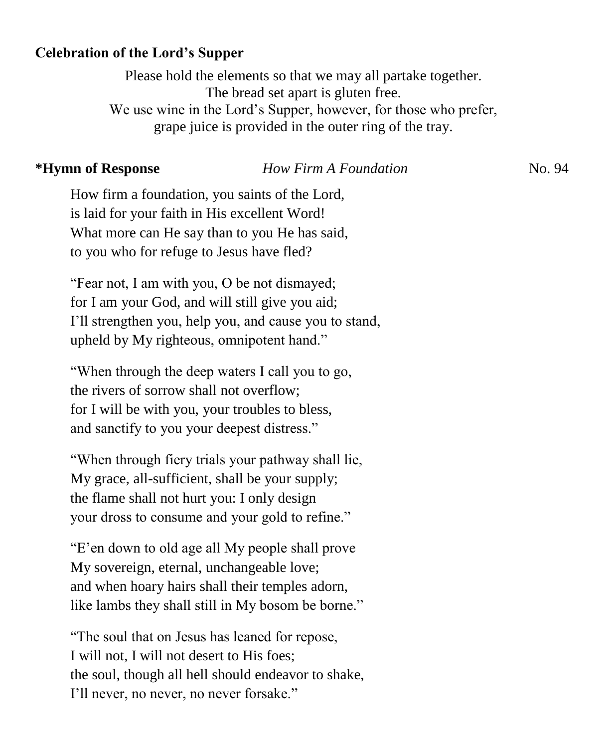**Celebration of the Lord's Supper**

Please hold the elements so that we may all partake together.
The bread set apart is gluten free.
We use wine in the Lord's Supper, however, for those who prefer,
grape juice is provided in the outer ring of the tray.

***Hymn of Response** *How Firm A Foundation* No. 94

How firm a foundation, you saints of the Lord,
is laid for your faith in His excellent Word!
What more can He say than to you He has said,
to you who for refuge to Jesus have fled?

"Fear not, I am with you, O be not dismayed;
for I am your God, and will still give you aid;
I'll strengthen you, help you, and cause you to stand,
upheld by My righteous, omnipotent hand."

"When through the deep waters I call you to go,
the rivers of sorrow shall not overflow;
for I will be with you, your troubles to bless,
and sanctify to you your deepest distress."

"When through fiery trials your pathway shall lie,
My grace, all-sufficient, shall be your supply;
the flame shall not hurt you: I only design
your dross to consume and your gold to refine."

"E'en down to old age all My people shall prove
My sovereign, eternal, unchangeable love;
and when hoary hairs shall their temples adorn,
like lambs they shall still in My bosom be borne."

"The soul that on Jesus has leaned for repose,
I will not, I will not desert to His foes;
the soul, though all hell should endeavor to shake,
I'll never, no never, no never forsake."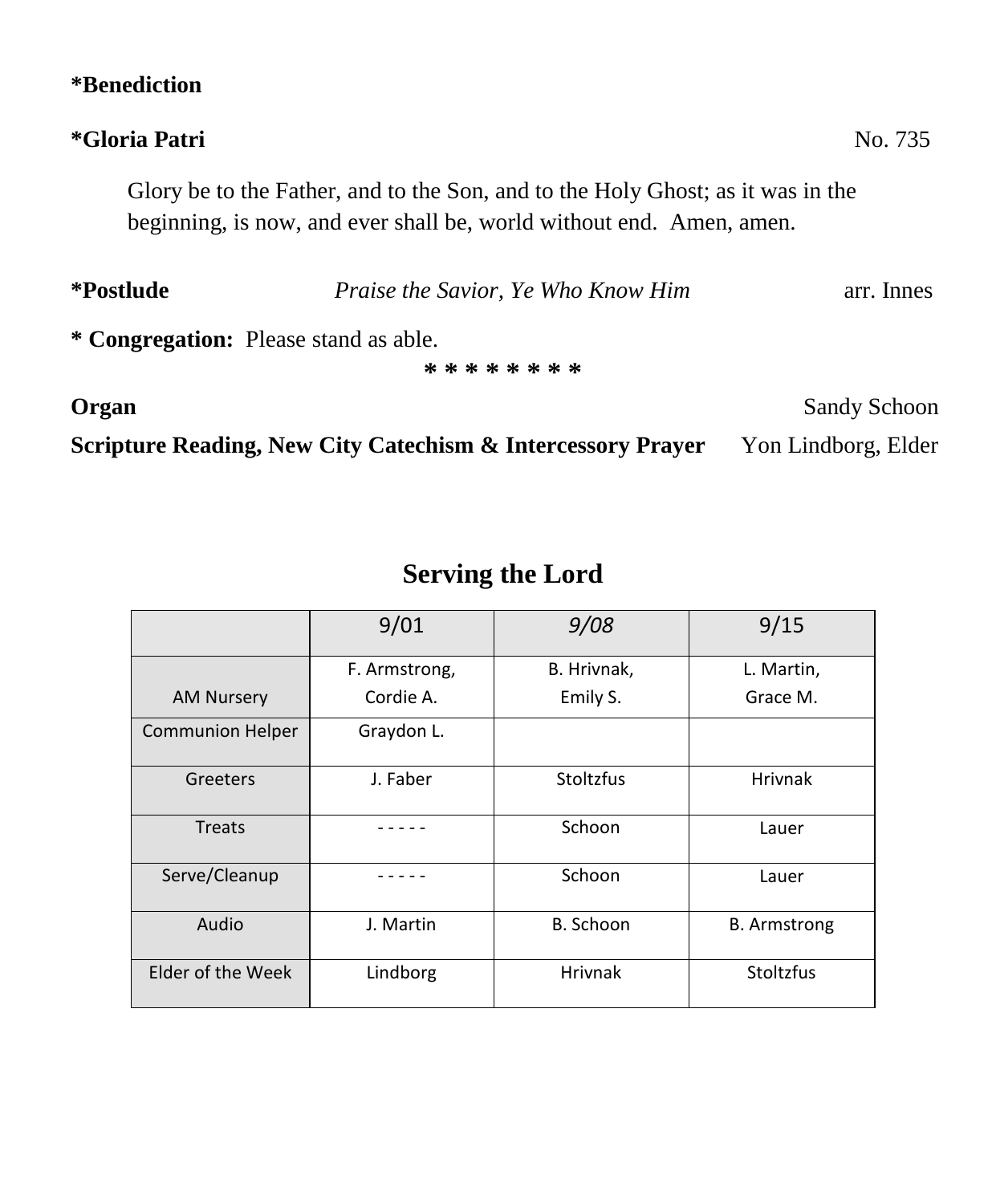**\*Benediction**

**\*Gloria Patri** No. 735

Glory be to the Father, and to the Son, and to the Holy Ghost; as it was in the beginning, is now, and ever shall be, world without end. Amen, amen.

**\*Postlude** *Praise the Savior, Ye Who Know Him* arr. Innes

**\* Congregation:** Please stand as able.

\* \* \* \* \* \* \* \*

**Organ** Sandy Schoon

**Scripture Reading, New City Catechism & Intercessory Prayer** Yon Lindborg, Elder

## Serving the Lord

| | 9/01 | *9/08* | 9/15 |
|---|---|---|---|
| AM Nursery | F. Armstrong, Cordie A. | B. Hrivnak, Emily S. | L. Martin, Grace M. |
| Communion Helper | Graydon L. | | |
| Greeters | J. Faber | Stoltzfus | Hrivnak |
| Treats | - - - - - | Schoon | Lauer |
| Serve/Cleanup | - - - - - | Schoon | Lauer |
| Audio | J. Martin | B. Schoon | B. Armstrong |
| Elder of the Week | Lindborg | Hrivnak | Stoltzfus |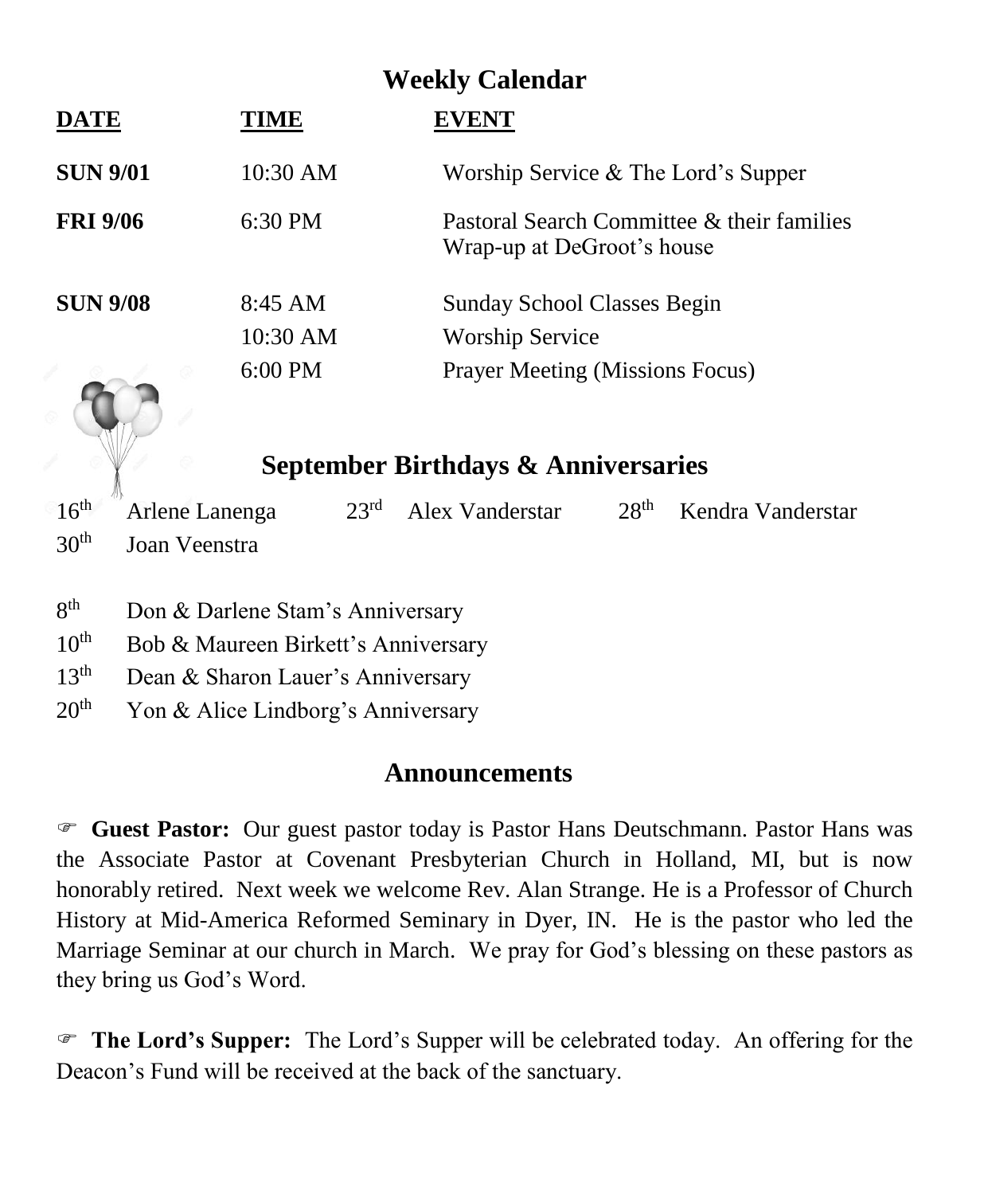## Weekly Calendar

| DATE | TIME | EVENT |
|---|---|---|
| **SUN 9/01** | 10:30 AM | Worship Service & The Lord's Supper |
| **FRI 9/06** | 6:30 PM | Pastoral Search Committee & their families Wrap-up at DeGroot's house |
| **SUN 9/08** | 8:45 AM | Sunday School Classes Begin |
| | 10:30 AM | Worship Service |
| | 6:00 PM | Prayer Meeting (Missions Focus) |

## September Birthdays & Anniversaries

16th Arlene Lanenga  
23rd Alex Vanderstar  
28th Kendra Vanderstar  
30th Joan Veenstra

8th Don & Darlene Stam's Anniversary  
10th Bob & Maureen Birkett's Anniversary  
13th Dean & Sharon Lauer's Anniversary  
20th Yon & Alice Lindborg's Anniversary

## Announcements

☞ **Guest Pastor:** Our guest pastor today is Pastor Hans Deutschmann. Pastor Hans was the Associate Pastor at Covenant Presbyterian Church in Holland, MI, but is now honorably retired. Next week we welcome Rev. Alan Strange. He is a Professor of Church History at Mid-America Reformed Seminary in Dyer, IN. He is the pastor who led the Marriage Seminar at our church in March. We pray for God's blessing on these pastors as they bring us God's Word.

☞ **The Lord's Supper:** The Lord's Supper will be celebrated today. An offering for the Deacon's Fund will be received at the back of the sanctuary.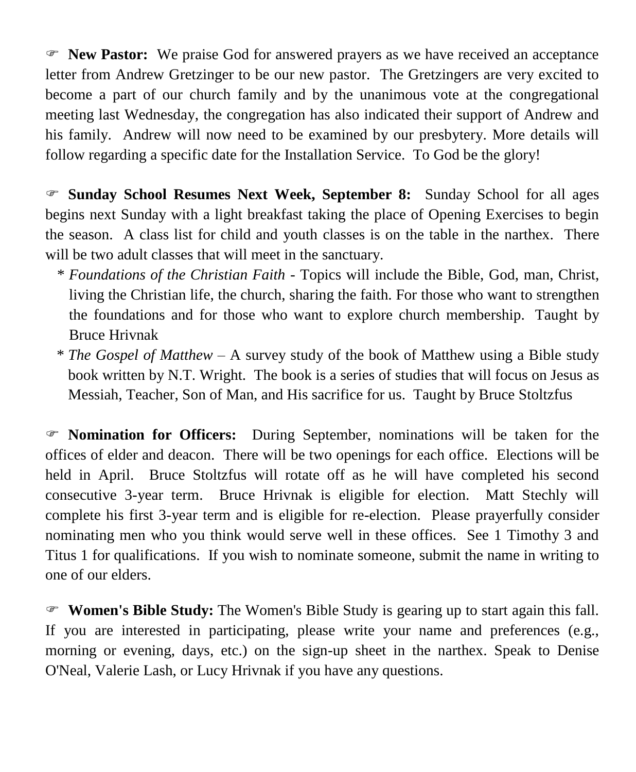☞ **New Pastor:** We praise God for answered prayers as we have received an acceptance letter from Andrew Gretzinger to be our new pastor. The Gretzingers are very excited to become a part of our church family and by the unanimous vote at the congregational meeting last Wednesday, the congregation has also indicated their support of Andrew and his family. Andrew will now need to be examined by our presbytery. More details will follow regarding a specific date for the Installation Service. To God be the glory!

☞ **Sunday School Resumes Next Week, September 8:** Sunday School for all ages begins next Sunday with a light breakfast taking the place of Opening Exercises to begin the season. A class list for child and youth classes is on the table in the narthex. There will be two adult classes that will meet in the sanctuary.

- *Foundations of the Christian Faith* - Topics will include the Bible, God, man, Christ, living the Christian life, the church, sharing the faith. For those who want to strengthen the foundations and for those who want to explore church membership. Taught by Bruce Hrivnak
- *The Gospel of Matthew* – A survey study of the book of Matthew using a Bible study book written by N.T. Wright. The book is a series of studies that will focus on Jesus as Messiah, Teacher, Son of Man, and His sacrifice for us. Taught by Bruce Stoltzfus

☞ **Nomination for Officers:** During September, nominations will be taken for the offices of elder and deacon. There will be two openings for each office. Elections will be held in April. Bruce Stoltzfus will rotate off as he will have completed his second consecutive 3-year term. Bruce Hrivnak is eligible for election. Matt Stechly will complete his first 3-year term and is eligible for re-election. Please prayerfully consider nominating men who you think would serve well in these offices. See 1 Timothy 3 and Titus 1 for qualifications. If you wish to nominate someone, submit the name in writing to one of our elders.

☞ **Women's Bible Study:** The Women's Bible Study is gearing up to start again this fall. If you are interested in participating, please write your name and preferences (e.g., morning or evening, days, etc.) on the sign-up sheet in the narthex. Speak to Denise O'Neal, Valerie Lash, or Lucy Hrivnak if you have any questions.